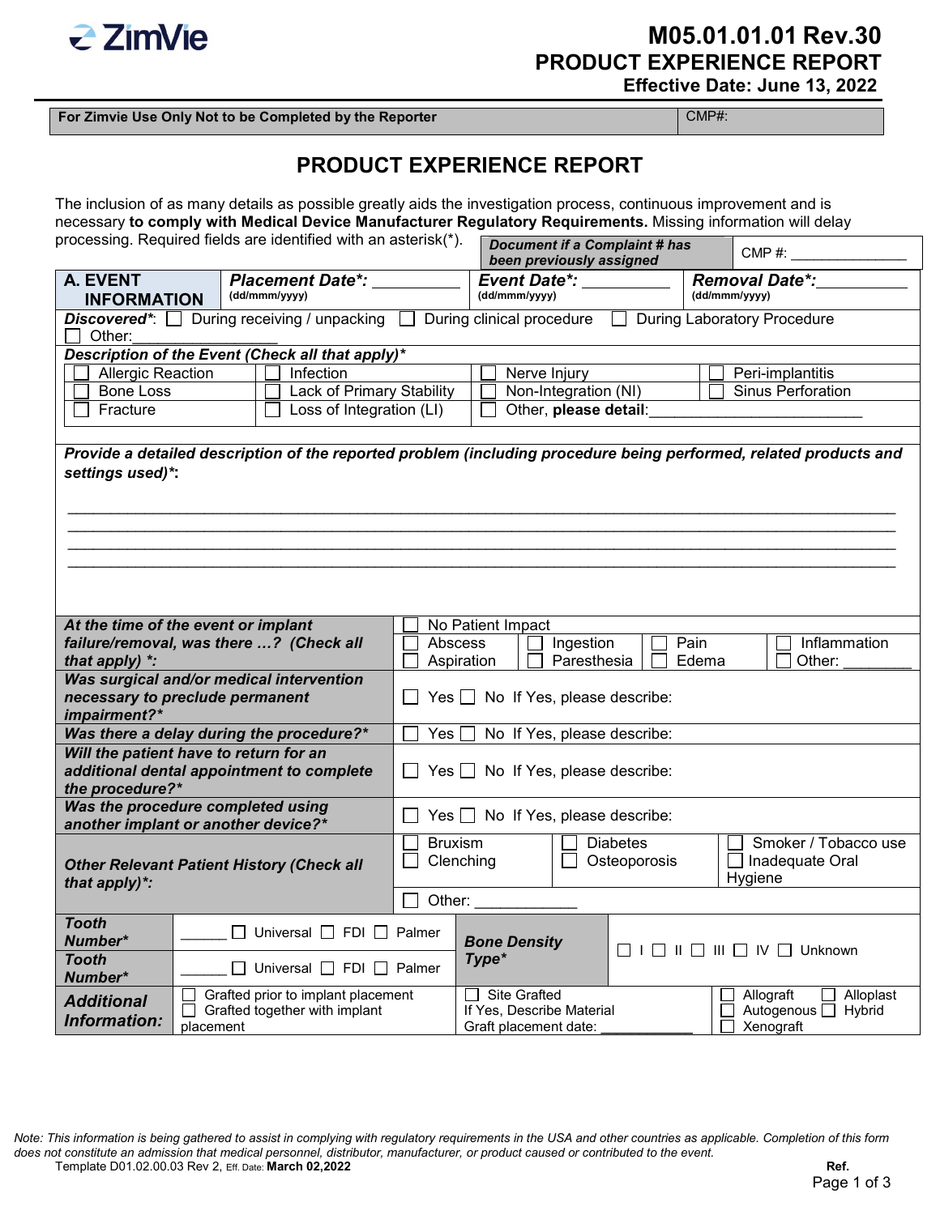ZimVie

# M05.01.01.01 Rev.30
## PRODUCT EXPERIENCE REPORT
**Effective Date: June 13, 2022**

| For Zimvie Use Only Not to be Completed by the Reporter | CMP#: |
|---|---|

# PRODUCT EXPERIENCE REPORT

The inclusion of as many details as possible greatly aids the investigation process, continuous improvement and is necessary **to comply with Medical Device Manufacturer Regulatory Requirements.** Missing information will delay processing. Required fields are identified with an asterisk(*).

| *Document if a Complaint # has been previously assigned* | CMP #: _______________ |
|---|---|

| **A. EVENT INFORMATION** | ***Placement Date*:*** __________ (dd/mmm/yyyy) | ***Event Date*:*** __________ (dd/mmm/yyyy) | ***Removal Date*:*** __________ (dd/mmm/yyyy) |
|---|---|---|---|

***Discovered**:* ☐ During receiving / unpacking ☐ During clinical procedure ☐ During Laboratory Procedure ☐ Other:_________________

***Description of the Event (Check all that apply)****

| | | | |
|---|---|---|---|
| ☐ Allergic Reaction | ☐ Infection | ☐ Nerve Injury | ☐ Peri-implantitis |
| ☐ Bone Loss | ☐ Lack of Primary Stability | ☐ Non-Integration (NI) | ☐ Sinus Perforation |
| ☐ Fracture | ☐ Loss of Integration (LI) | ☐ Other, **please detail**:_________________________ | |

***Provide a detailed description of the reported problem (including procedure being performed, related products and settings used)*:***

_______________________________________________________________________________________________

_______________________________________________________________________________________________

_______________________________________________________________________________________________

_______________________________________________________________________________________________

| | |
|---|---|
| ***At the time of the event or implant failure/removal, was there …? (Check all that apply) *:*** | ☐ No Patient Impact<br>☐ Abscess ☐ Ingestion ☐ Pain ☐ Inflammation<br>☐ Aspiration ☐ Paresthesia ☐ Edema ☐ Other: ________ |
| ***Was surgical and/or medical intervention necessary to preclude permanent impairment?**** | ☐ Yes ☐ No If Yes, please describe: |
| ***Was there a delay during the procedure?**** | ☐ Yes ☐ No If Yes, please describe: |
| ***Will the patient have to return for an additional dental appointment to complete the procedure?**** | ☐ Yes ☐ No If Yes, please describe: |
| ***Was the procedure completed using another implant or another device?**** | ☐ Yes ☐ No If Yes, please describe: |
| ***Other Relevant Patient History (Check all that apply)*:*** | ☐ Bruxism ☐ Diabetes ☐ Smoker / Tobacco use<br>☐ Clenching ☐ Osteoporosis ☐ Inadequate Oral Hygiene<br>☐ Other: ____________ |

| | | | |
|---|---|---|---|
| ***Tooth Number**** | ______ ☐ Universal ☐ FDI ☐ Palmer | ***Bone Density Type**** | ☐ I ☐ II ☐ III ☐ IV ☐ Unknown |
| ***Tooth Number**** | ______ ☐ Universal ☐ FDI ☐ Palmer | | |
| ***Additional Information:*** | ☐ Grafted prior to implant placement<br>☐ Grafted together with implant placement | ☐ Site Grafted<br>If Yes, Describe Material<br>Graft placement date: ____________ | ☐ Allograft ☐ Alloplast<br>☐ Autogenous ☐ Hybrid<br>☐ Xenograft |

*Note: This information is being gathered to assist in complying with regulatory requirements in the USA and other countries as applicable. Completion of this form does not constitute an admission that medical personnel, distributor, manufacturer, or product caused or contributed to the event.*

Template D01.02.00.03 Rev 2, Eff. Date: **March 02,2022** **Ref.**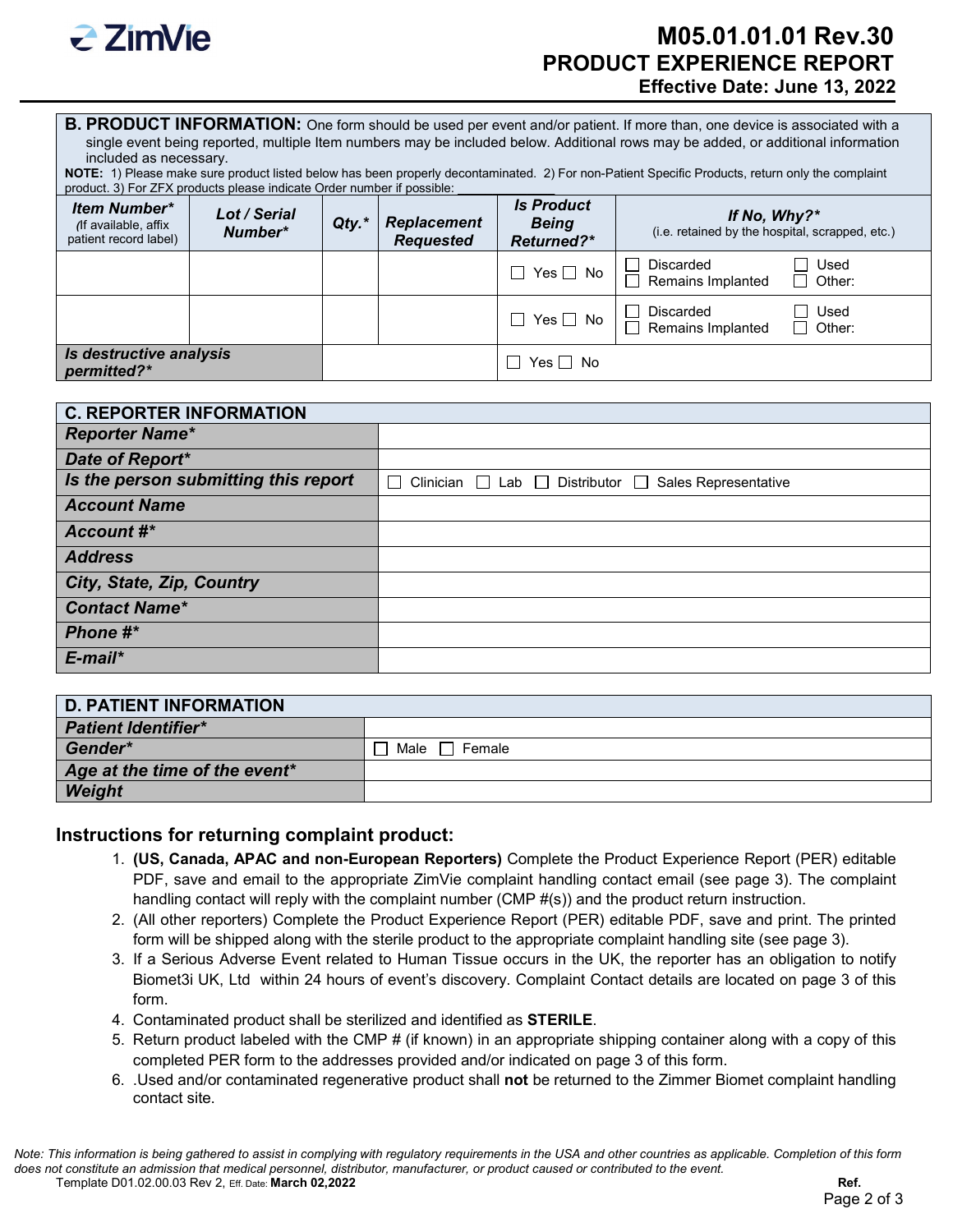**B. PRODUCT INFORMATION:** One form should be used per event and/or patient. If more than, one device is associated with a single event being reported, multiple Item numbers may be included below. Additional rows may be added, or additional information included as necessary.

**NOTE:** 1) Please make sure product listed below has been properly decontaminated. 2) For non-Patient Specific Products, return only the complaint product. 3) For ZFX products please indicate Order number if possible: ____________

| ***Item Number**** *(If available, affix patient record label)* | ***Lot / Serial Number**** | ***Qty.**** | ***Replacement Requested*** | ***Is Product Being Returned?**** | ***If No, Why?**** (i.e. retained by the hospital, scrapped, etc.) |
|---|---|---|---|---|---|
| | | | | ☐ Yes ☐ No | ☐ Discarded ☐ Remains Implanted ☐ Used ☐ Other: |
| | | | | ☐ Yes ☐ No | ☐ Discarded ☐ Remains Implanted ☐ Used ☐ Other: |
| ***Is destructive analysis permitted?**** | | | | ☐ Yes ☐ No | |

| **C. REPORTER INFORMATION** | |
|---|---|
| ***Reporter Name**** | |
| ***Date of Report**** | |
| ***Is the person submitting this report*** | ☐ Clinician ☐ Lab ☐ Distributor ☐ Sales Representative |
| ***Account Name*** | |
| ***Account #**** | |
| ***Address*** | |
| ***City, State, Zip, Country*** | |
| ***Contact Name**** | |
| ***Phone #**** | |
| ***E-mail**** | |

| **D. PATIENT INFORMATION** | |
|---|---|
| ***Patient Identifier**** | |
| ***Gender**** | ☐ Male ☐ Female |
| ***Age at the time of the event**** | |
| ***Weight*** | |

## Instructions for returning complaint product:

1. **(US, Canada, APAC and non-European Reporters)** Complete the Product Experience Report (PER) editable PDF, save and email to the appropriate ZimVie complaint handling contact email (see page 3). The complaint handling contact will reply with the complaint number (CMP #(s)) and the product return instruction.
2. (All other reporters) Complete the Product Experience Report (PER) editable PDF, save and print. The printed form will be shipped along with the sterile product to the appropriate complaint handling site (see page 3).
3. If a Serious Adverse Event related to Human Tissue occurs in the UK, the reporter has an obligation to notify Biomet3i UK, Ltd within 24 hours of event's discovery. Complaint Contact details are located on page 3 of this form.
4. Contaminated product shall be sterilized and identified as **STERILE**.
5. Return product labeled with the CMP # (if known) in an appropriate shipping container along with a copy of this completed PER form to the addresses provided and/or indicated on page 3 of this form.
6. .Used and/or contaminated regenerative product shall **not** be returned to the Zimmer Biomet complaint handling contact site.

*Note: This information is being gathered to assist in complying with regulatory requirements in the USA and other countries as applicable. Completion of this form does not constitute an admission that medical personnel, distributor, manufacturer, or product caused or contributed to the event.*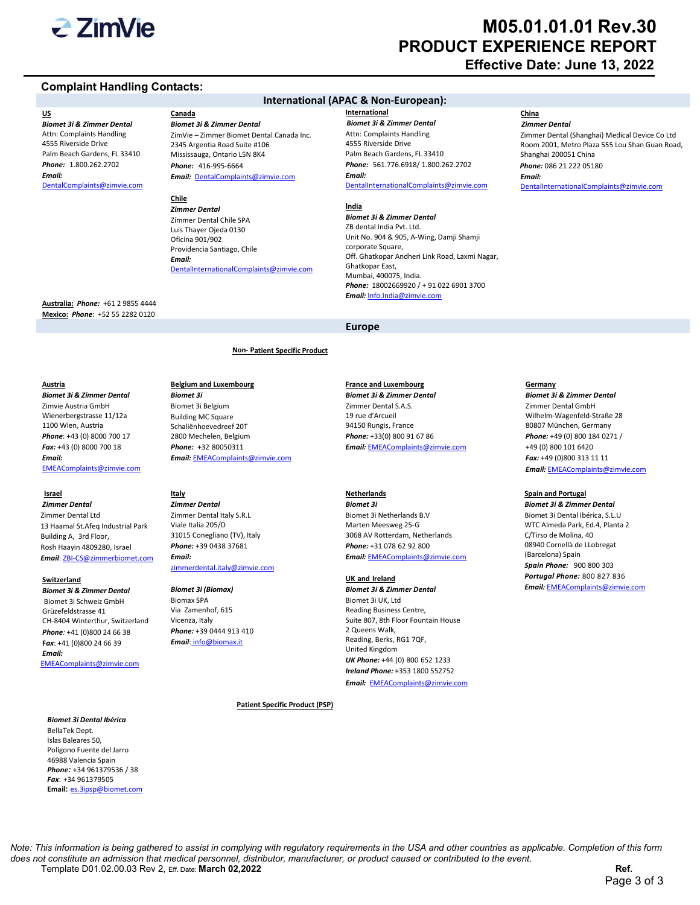# Complaint Handling Contacts:

## International (APAC & Non-European):

**US**

***Biomet 3i & Zimmer Dental***
Attn: Complaints Handling
4555 Riverside Drive
Palm Beach Gardens, FL 33410
***Phone***: 1.800.262.2702
***Email:***
DentalComplaints@zimvie.com

**Canada**

***Biomet 3i & Zimmer Dental***
ZimVie – Zimmer Biomet Dental Canada Inc.
2345 Argentia Road Suite #106
Mississauga, Ontario L5N 8K4
***Phone:*** 416-995-6664
***Email:*** DentalComplaints@zimvie.com

**Chile**

***Zimmer Dental***
Zimmer Dental Chile SPA
Luis Thayer Ojeda 0130
Oficina 901/902
Providencia Santiago, Chile
***Email:***
DentalInternationalComplaints@zimvie.com

**International**

***Biomet 3i & Zimmer Dental***
Attn: Complaints Handling
4555 Riverside Drive
Palm Beach Gardens, FL 33410
***Phone:*** 561.776.6918/ 1.800.262.2702
***Email:***
DentalInternationalComplaints@zimvie.com

**India**

***Biomet 3i & Zimmer Dental***
ZB dental India Pvt. Ltd.
Unit No. 904 & 905, A-Wing, Damji Shamji corporate Square,
Off. Ghatkopar Andheri Link Road, Laxmi Nagar, Ghatkopar East,
Mumbai, 400075, India.
***Phone:*** 18002669920 / + 91 022 6901 3700
***Email:*** Info.India@zimvie.com

**China**

***Zimmer Dental***
Zimmer Dental (Shanghai) Medical Device Co Ltd
Room 2001, Metro Plaza 555 Lou Shan Guan Road,
Shanghai 200051 China
***Phone:*** 086 21 222 05180
***Email:***
DentalInternationalComplaints@zimvie.com

**Australia:** ***Phone:*** +61 2 9855 4444
**Mexico:** ***Phone***: +52 55 2282 0120

## Europe

### Non- Patient Specific Product

**Austria**

***Biomet 3i & Zimmer Dental***
Zimvie Austria GmbH
Wienerbergstrasse 11/12a
1100 Wien, Austria
***Phone***: +43 (0) 8000 700 17
***Fax:*** +43 (0) 8000 700 18
***Email:***
EMEAComplaints@zimvie.com

**Belgium and Luxembourg**

***Biomet 3i***
Biomet 3i Belgium
Building MC Square
Schaliënhoevedreef 20T
2800 Mechelen, Belgium
***Phone:*** +32 80050311
***Email:*** EMEAComplaints@zimvie.com

**France and Luxembourg**

***Biomet 3i & Zimmer Dental***
Zimmer Dental S.A.S.
19 rue d'Arcueil
94150 Rungis, France
***Phone:*** +33(0) 800 91 67 86
***Email:*** EMEAComplaints@zimvie.com

**Germany**

***Biomet 3i & Zimmer Dental***
Zimmer Dental GmbH
Wilhelm-Wagenfeld-Straße 28
80807 München, Germany
***Phone:*** +49 (0) 800 184 0271 /
+49 (0) 800 101 6420
***Fax:*** +49 (0)800 313 11 11
***Email:*** EMEAComplaints@zimvie.com

**Israel**

***Zimmer Dental***
Zimmer Dental Ltd
13 Haamal St.Afeq Industrial Park
Building A, 3rd Floor,
Rosh Haayin 4809280, Israel
***Email***: ZBI-CS@zimmerbiomet.com

**Italy**

***Zimmer Dental***
Zimmer Dental Italy S.R.L
Viale Italia 205/D
31015 Conegliano (TV), Italy
***Phone:*** +39 0438 37681
***Email:***
zimmerdental.italy@zimvie.com

***Biomet 3i (Biomax)***
Biomax SPA
Via Zamenhof, 615
Vicenza, Italy
***Phone:*** +39 0444 913 410
***Email***: info@biomax.it

**Netherlands**

***Biomet 3i***
Biomet 3i Netherlands B.V
Marten Meesweg 25-G
3068 AV Rotterdam, Netherlands
***Phone:*** +31 078 62 92 800
***Email:*** EMEAComplaints@zimvie.com

**Spain and Portugal**

***Biomet 3i & Zimmer Dental***
Biomet 3i Dental Ibérica, S.L.U
WTC Almeda Park, Ed.4, Planta 2
C/Tirso de Molina, 40
08940 Cornellà de LLobregat (Barcelona) Spain
***Spain Phone:*** 900 800 303
***Portugal Phone:*** 800 827 836
***Email:*** EMEAComplaints@zimvie.com

**Switzerland**

***Biomet 3i & Zimmer Dental***
Biomet 3i Schweiz GmbH
Grüzefeldstrasse 41
CH-8404 Winterthur, Switzerland
***Phone***: +41 (0)800 24 66 38
***Fax***: +41 (0)800 24 66 39
***Email:***
EMEAComplaints@zimvie.com

**UK and Ireland**

***Biomet 3i & Zimmer Dental***
Biomet 3i UK, Ltd
Reading Business Centre,
Suite 807, 8th Floor Fountain House
2 Queens Walk,
Reading, Berks, RG1 7QF,
United Kingdom
***UK Phone:*** +44 (0) 800 652 1233
***Ireland Phone:*** +353 1800 552752
***Email:*** EMEAComplaints@zimvie.com

### Patient Specific Product (PSP)

***Biomet 3i Dental Ibérica***
BellaTek Dept.
Islas Baleares 50,
Polígono Fuente del Jarro
46988 Valencia Spain
***Phone:*** +34 961379536 / 38
***Fax***: +34 961379505
**Email:** es.3ipsp@biomet.com

*Note: This information is being gathered to assist in complying with regulatory requirements in the USA and other countries as applicable. Completion of this form does not constitute an admission that medical personnel, distributor, manufacturer, or product caused or contributed to the event.*

Template D01.02.00.03 Rev 2, Eff. Date: **March 02,2022** **Ref.**